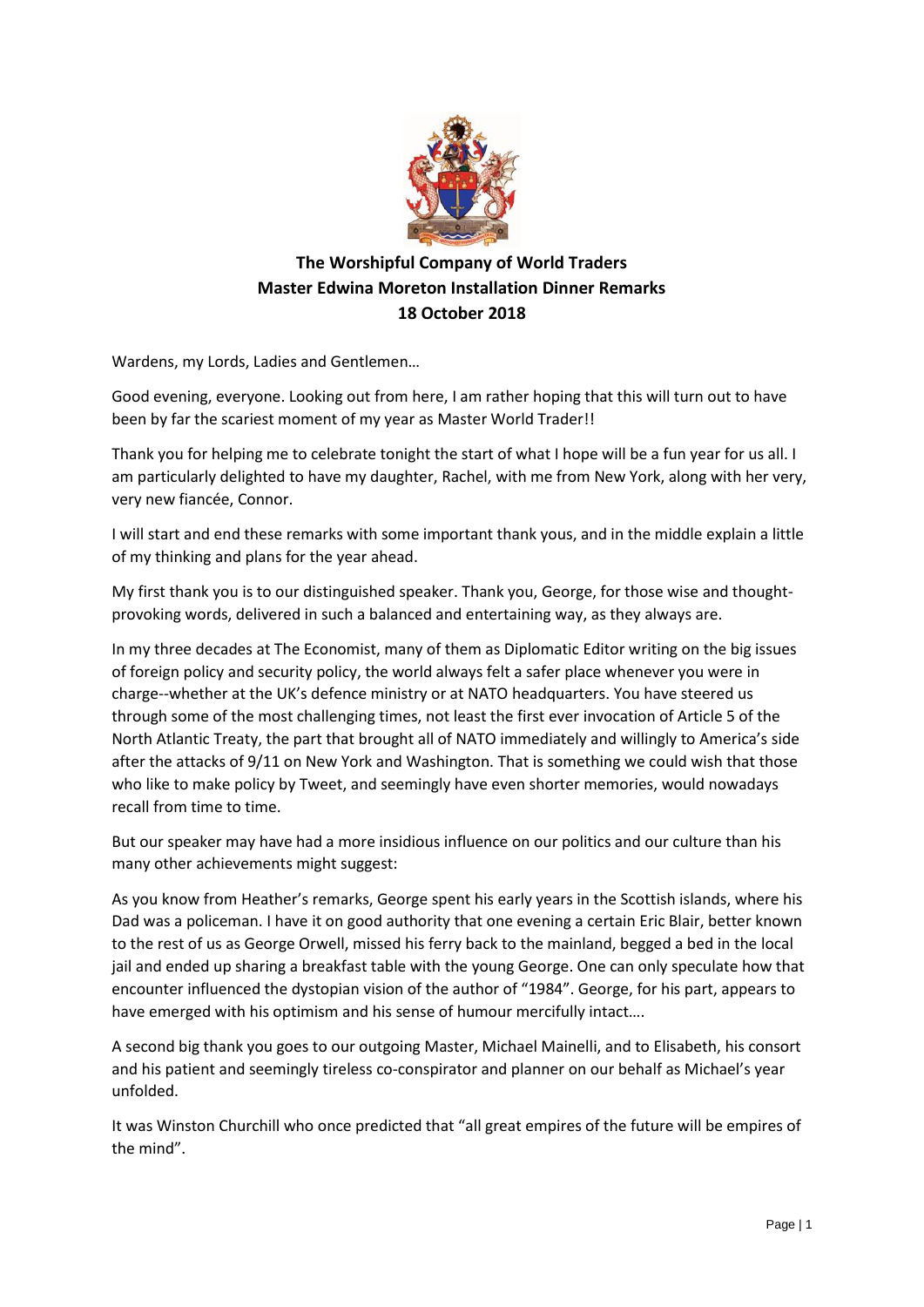# The Worshipful Company of World Traders
## Master Edwina Moreton Installation Dinner Remarks
## 18 October 2018

Wardens, my Lords, Ladies and Gentlemen…

Good evening, everyone. Looking out from here, I am rather hoping that this will turn out to have been by far the scariest moment of my year as Master World Trader!!

Thank you for helping me to celebrate tonight the start of what I hope will be a fun year for us all. I am particularly delighted to have my daughter, Rachel, with me from New York, along with her very, very new fiancée, Connor.

I will start and end these remarks with some important thank yous, and in the middle explain a little of my thinking and plans for the year ahead.

My first thank you is to our distinguished speaker. Thank you, George, for those wise and thought-provoking words, delivered in such a balanced and entertaining way, as they always are.

In my three decades at The Economist, many of them as Diplomatic Editor writing on the big issues of foreign policy and security policy, the world always felt a safer place whenever you were in charge--whether at the UK's defence ministry or at NATO headquarters. You have steered us through some of the most challenging times, not least the first ever invocation of Article 5 of the North Atlantic Treaty, the part that brought all of NATO immediately and willingly to America's side after the attacks of 9/11 on New York and Washington. That is something we could wish that those who like to make policy by Tweet, and seemingly have even shorter memories, would nowadays recall from time to time.

But our speaker may have had a more insidious influence on our politics and our culture than his many other achievements might suggest:

As you know from Heather's remarks, George spent his early years in the Scottish islands, where his Dad was a policeman. I have it on good authority that one evening a certain Eric Blair, better known to the rest of us as George Orwell, missed his ferry back to the mainland, begged a bed in the local jail and ended up sharing a breakfast table with the young George. One can only speculate how that encounter influenced the dystopian vision of the author of "1984". George, for his part, appears to have emerged with his optimism and his sense of humour mercifully intact….

A second big thank you goes to our outgoing Master, Michael Mainelli, and to Elisabeth, his consort and his patient and seemingly tireless co-conspirator and planner on our behalf as Michael's year unfolded.

It was Winston Churchill who once predicted that "all great empires of the future will be empires of the mind".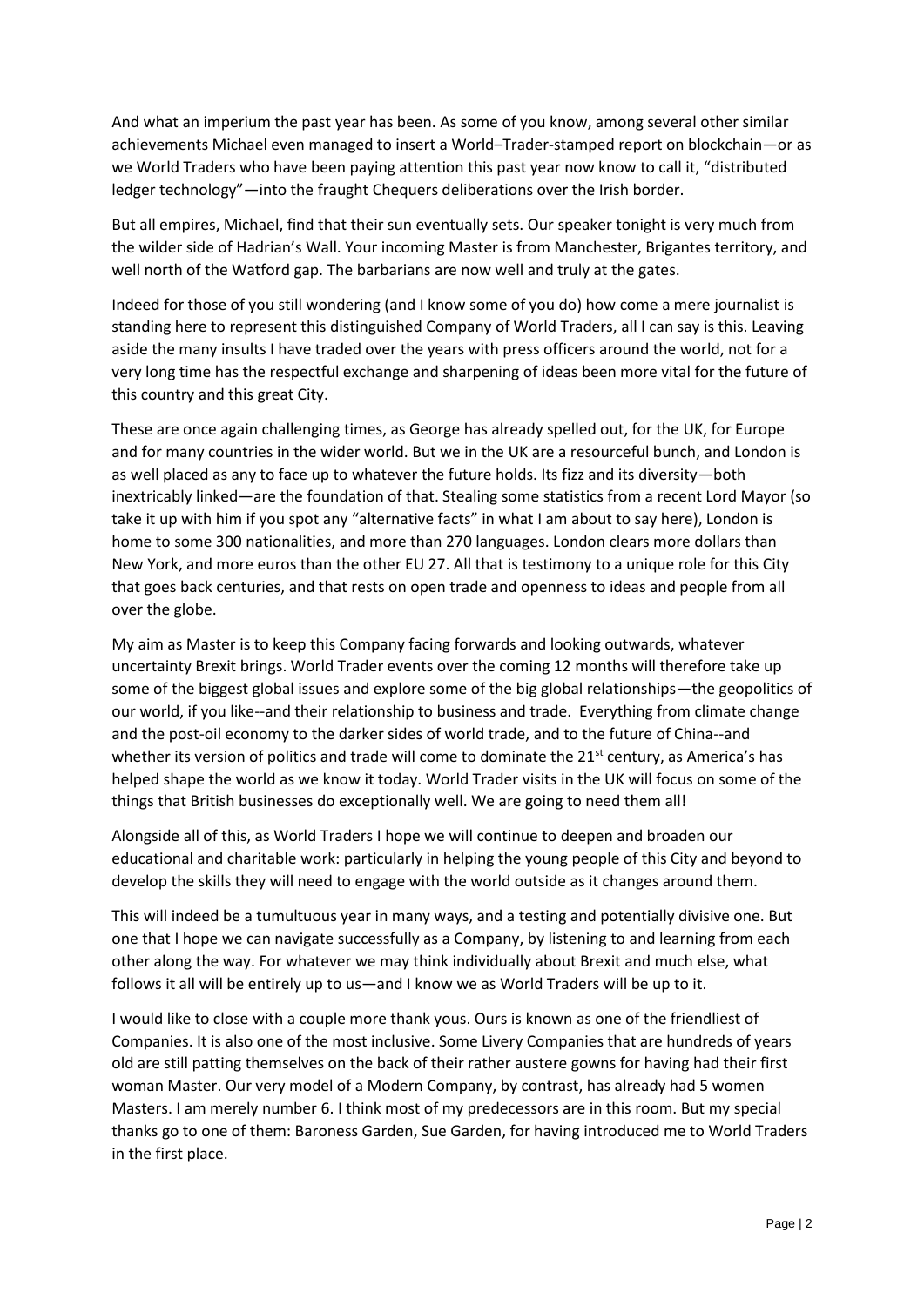And what an imperium the past year has been. As some of you know, among several other similar achievements Michael even managed to insert a World–Trader-stamped report on blockchain—or as we World Traders who have been paying attention this past year now know to call it, "distributed ledger technology"—into the fraught Chequers deliberations over the Irish border.

But all empires, Michael, find that their sun eventually sets. Our speaker tonight is very much from the wilder side of Hadrian's Wall. Your incoming Master is from Manchester, Brigantes territory, and well north of the Watford gap. The barbarians are now well and truly at the gates.

Indeed for those of you still wondering (and I know some of you do) how come a mere journalist is standing here to represent this distinguished Company of World Traders, all I can say is this. Leaving aside the many insults I have traded over the years with press officers around the world, not for a very long time has the respectful exchange and sharpening of ideas been more vital for the future of this country and this great City.

These are once again challenging times, as George has already spelled out, for the UK, for Europe and for many countries in the wider world. But we in the UK are a resourceful bunch, and London is as well placed as any to face up to whatever the future holds. Its fizz and its diversity—both inextricably linked—are the foundation of that. Stealing some statistics from a recent Lord Mayor (so take it up with him if you spot any "alternative facts" in what I am about to say here), London is home to some 300 nationalities, and more than 270 languages. London clears more dollars than New York, and more euros than the other EU 27. All that is testimony to a unique role for this City that goes back centuries, and that rests on open trade and openness to ideas and people from all over the globe.

My aim as Master is to keep this Company facing forwards and looking outwards, whatever uncertainty Brexit brings. World Trader events over the coming 12 months will therefore take up some of the biggest global issues and explore some of the big global relationships—the geopolitics of our world, if you like--and their relationship to business and trade. Everything from climate change and the post-oil economy to the darker sides of world trade, and to the future of China--and whether its version of politics and trade will come to dominate the 21st century, as America's has helped shape the world as we know it today. World Trader visits in the UK will focus on some of the things that British businesses do exceptionally well. We are going to need them all!

Alongside all of this, as World Traders I hope we will continue to deepen and broaden our educational and charitable work: particularly in helping the young people of this City and beyond to develop the skills they will need to engage with the world outside as it changes around them.

This will indeed be a tumultuous year in many ways, and a testing and potentially divisive one. But one that I hope we can navigate successfully as a Company, by listening to and learning from each other along the way. For whatever we may think individually about Brexit and much else, what follows it all will be entirely up to us—and I know we as World Traders will be up to it.

I would like to close with a couple more thank yous. Ours is known as one of the friendliest of Companies. It is also one of the most inclusive. Some Livery Companies that are hundreds of years old are still patting themselves on the back of their rather austere gowns for having had their first woman Master. Our very model of a Modern Company, by contrast, has already had 5 women Masters. I am merely number 6. I think most of my predecessors are in this room. But my special thanks go to one of them: Baroness Garden, Sue Garden, for having introduced me to World Traders in the first place.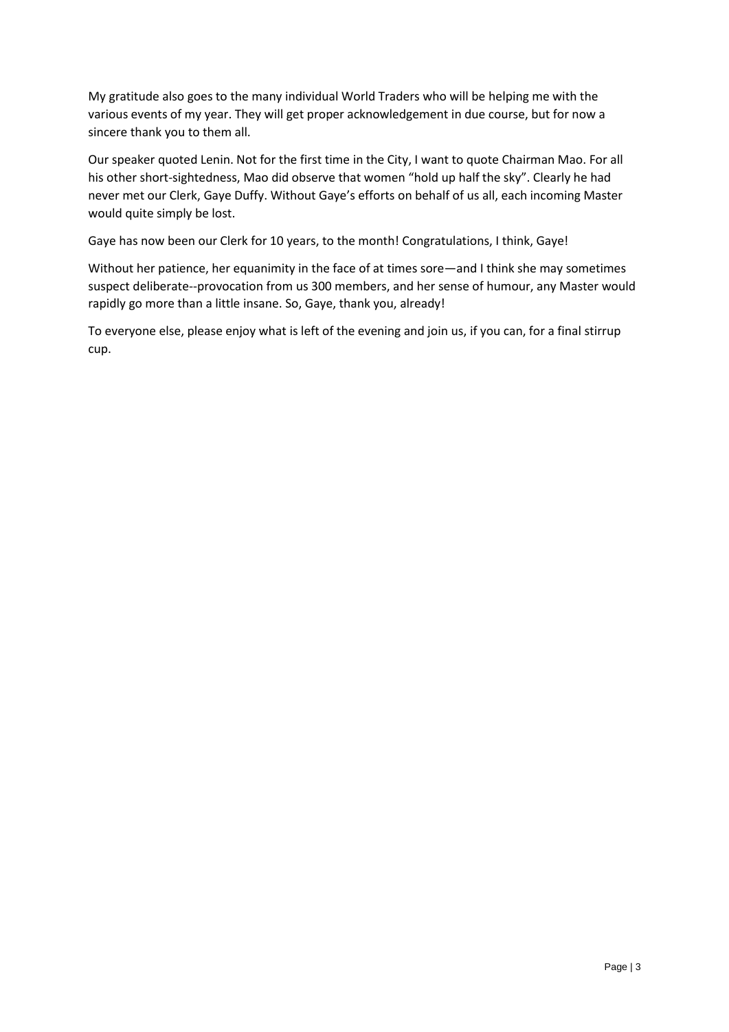My gratitude also goes to the many individual World Traders who will be helping me with the various events of my year. They will get proper acknowledgement in due course, but for now a sincere thank you to them all.

Our speaker quoted Lenin. Not for the first time in the City, I want to quote Chairman Mao. For all his other short-sightedness, Mao did observe that women "hold up half the sky". Clearly he had never met our Clerk, Gaye Duffy. Without Gaye's efforts on behalf of us all, each incoming Master would quite simply be lost.

Gaye has now been our Clerk for 10 years, to the month! Congratulations, I think, Gaye!

Without her patience, her equanimity in the face of at times sore—and I think she may sometimes suspect deliberate--provocation from us 300 members, and her sense of humour, any Master would rapidly go more than a little insane. So, Gaye, thank you, already!

To everyone else, please enjoy what is left of the evening and join us, if you can, for a final stirrup cup.